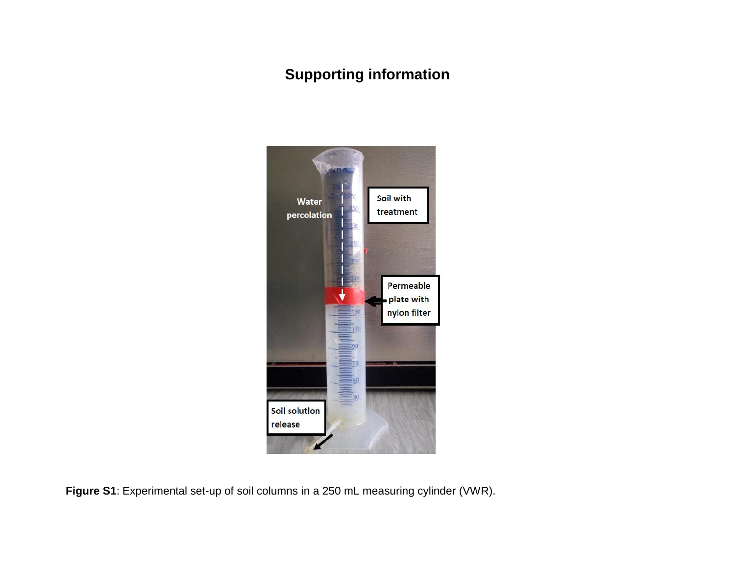# Supporting information

**Figure S1**: Experimental set-up of soil columns in a 250 mL measuring cylinder (VWR).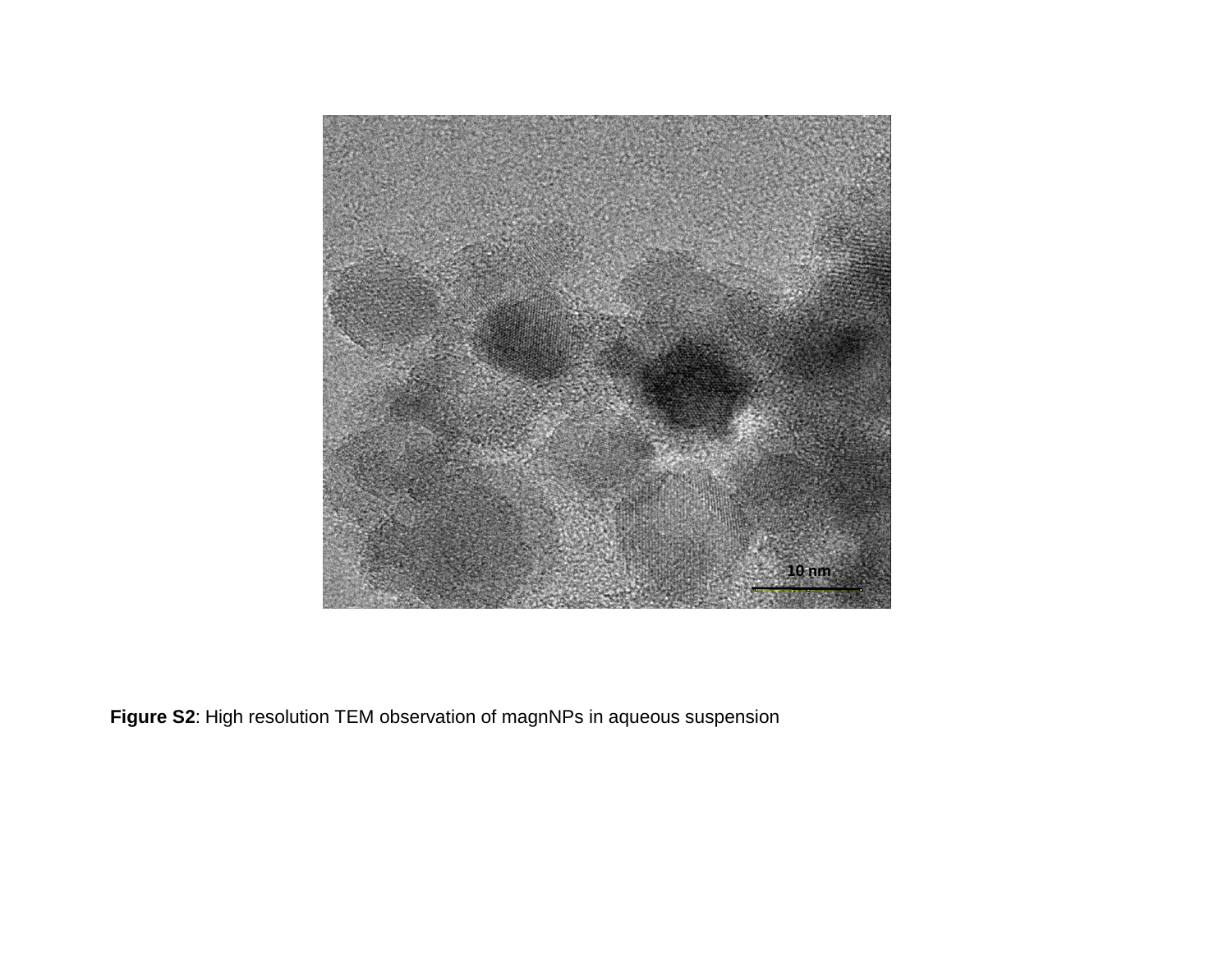**Figure S2**: High resolution TEM observation of magnNPs in aqueous suspension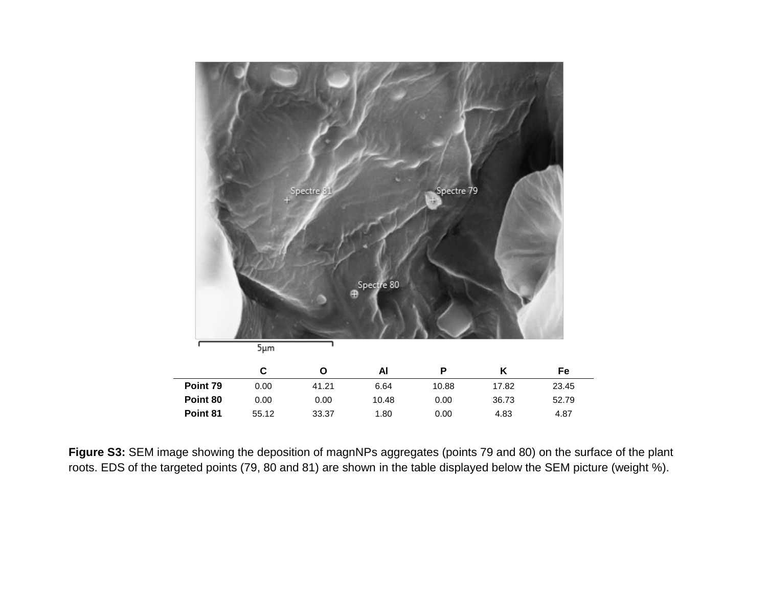|  | C | O | Al | P | K | Fe |
|---|---|---|---|---|---|---|
| **Point 79** | 0.00 | 41.21 | 6.64 | 10.88 | 17.82 | 23.45 |
| **Point 80** | 0.00 | 0.00 | 10.48 | 0.00 | 36.73 | 52.79 |
| **Point 81** | 55.12 | 33.37 | 1.80 | 0.00 | 4.83 | 4.87 |

**Figure S3:** SEM image showing the deposition of magnNPs aggregates (points 79 and 80) on the surface of the plant roots. EDS of the targeted points (79, 80 and 81) are shown in the table displayed below the SEM picture (weight %).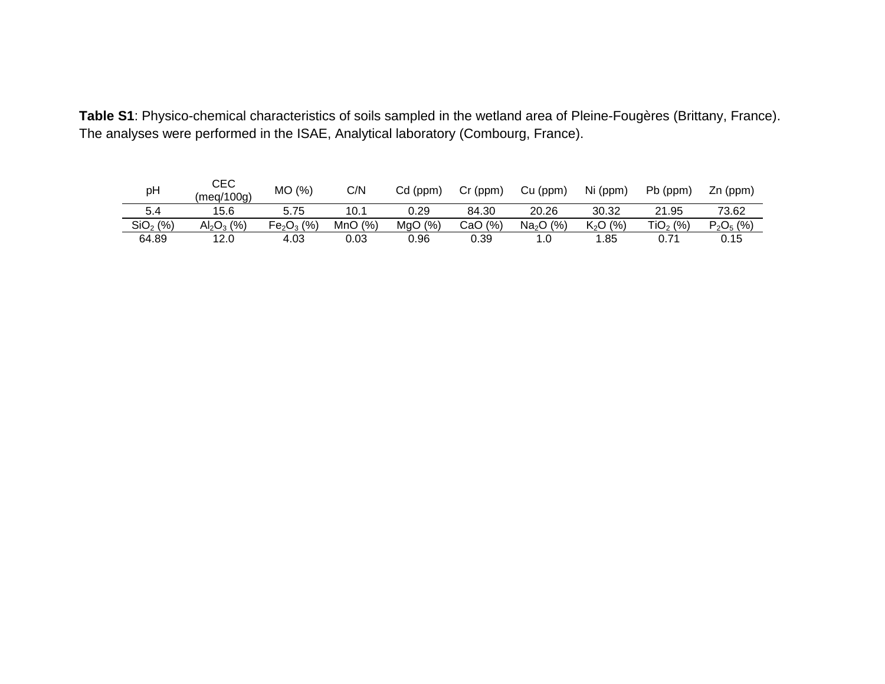**Table S1**: Physico-chemical characteristics of soils sampled in the wetland area of Pleine-Fougères (Brittany, France). The analyses were performed in the ISAE, Analytical laboratory (Combourg, France).

| pH | CEC (meq/100g) | MO (%) | C/N | Cd (ppm) | Cr (ppm) | Cu (ppm) | Ni (ppm) | Pb (ppm) | Zn (ppm) |
|---|---|---|---|---|---|---|---|---|---|
| 5.4 | 15.6 | 5.75 | 10.1 | 0.29 | 84.30 | 20.26 | 30.32 | 21.95 | 73.62 |
| $SiO_2$ (%) | $Al_2O_3$ (%) | $Fe_2O_3$ (%) | MnO (%) | MgO (%) | CaO (%) | $Na_2O$ (%) | $K_2O$ (%) | $TiO_2$ (%) | $P_2O_5$ (%) |
| 64.89 | 12.0 | 4.03 | 0.03 | 0.96 | 0.39 | 1.0 | 1.85 | 0.71 | 0.15 |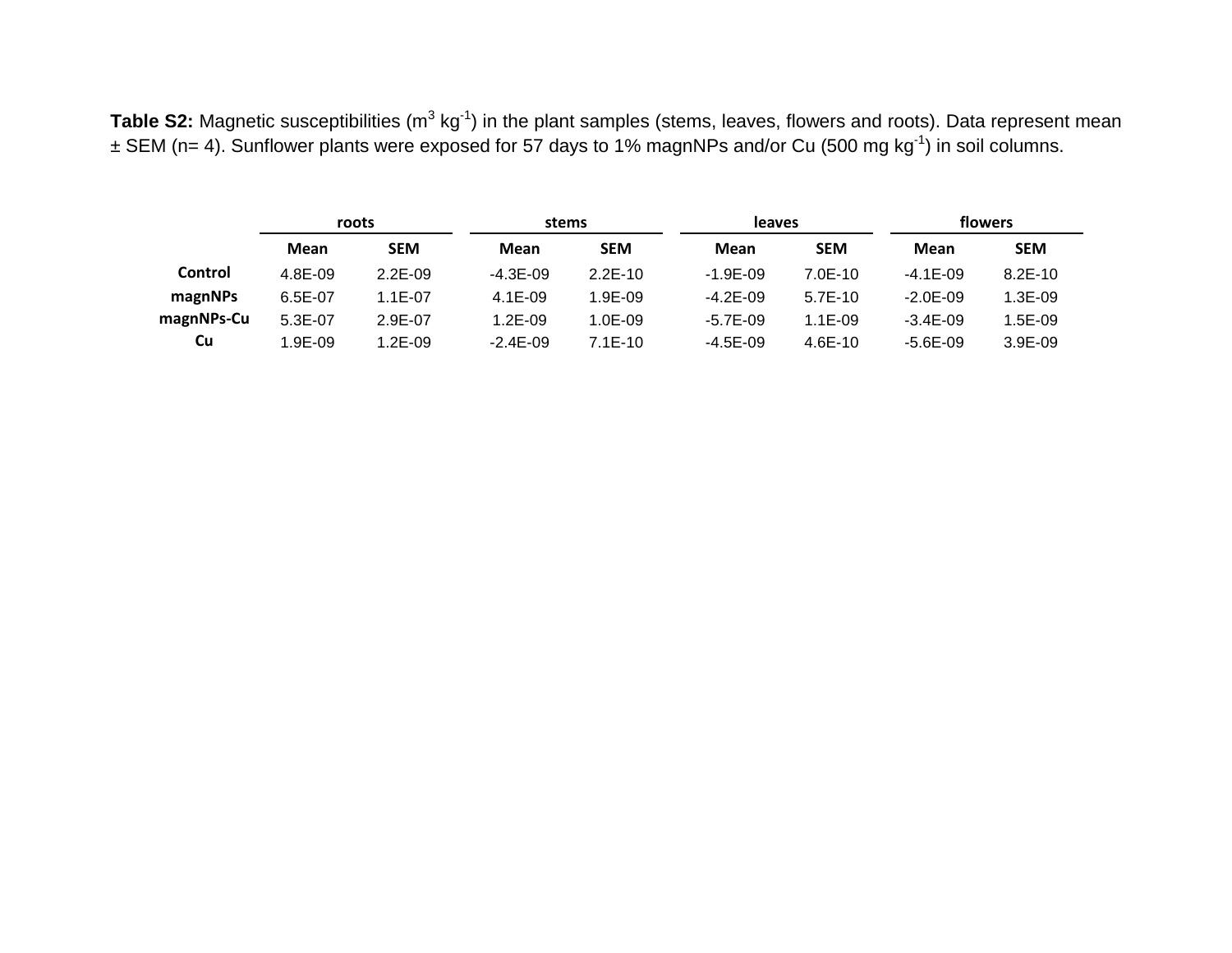**Table S2:** Magnetic susceptibilities ($m^3$ $kg^{-1}$) in the plant samples (stems, leaves, flowers and roots). Data represent mean ± SEM (n= 4). Sunflower plants were exposed for 57 days to 1% magnNPs and/or Cu (500 mg $kg^{-1}$) in soil columns.

| | roots | | stems | | leaves | | flowers | |
|---|---|---|---|---|---|---|---|---|
| | **Mean** | **SEM** | **Mean** | **SEM** | **Mean** | **SEM** | **Mean** | **SEM** |
| **Control** | 4.8E-09 | 2.2E-09 | -4.3E-09 | 2.2E-10 | -1.9E-09 | 7.0E-10 | -4.1E-09 | 8.2E-10 |
| **magnNPs** | 6.5E-07 | 1.1E-07 | 4.1E-09 | 1.9E-09 | -4.2E-09 | 5.7E-10 | -2.0E-09 | 1.3E-09 |
| **magnNPs-Cu** | 5.3E-07 | 2.9E-07 | 1.2E-09 | 1.0E-09 | -5.7E-09 | 1.1E-09 | -3.4E-09 | 1.5E-09 |
| **Cu** | 1.9E-09 | 1.2E-09 | -2.4E-09 | 7.1E-10 | -4.5E-09 | 4.6E-10 | -5.6E-09 | 3.9E-09 |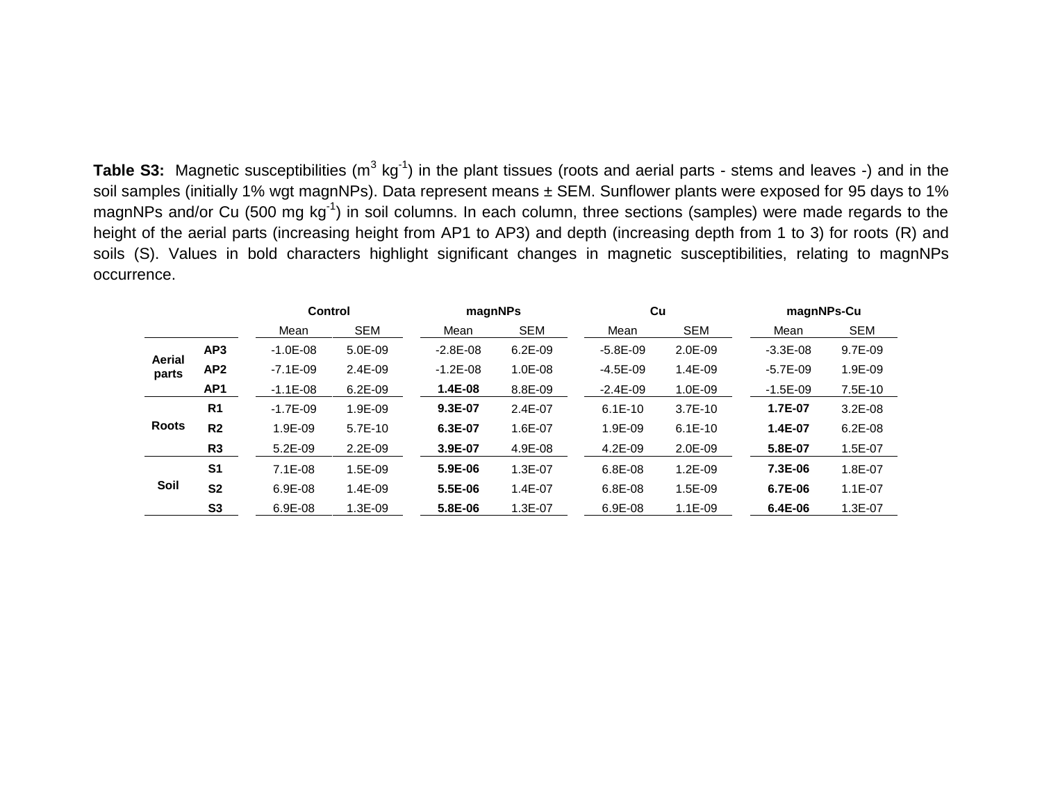**Table S3:** Magnetic susceptibilities ($m^3\ kg^{-1}$) in the plant tissues (roots and aerial parts - stems and leaves -) and in the soil samples (initially 1% wgt magnNPs). Data represent means ± SEM. Sunflower plants were exposed for 95 days to 1% magnNPs and/or Cu (500 mg $kg^{-1}$) in soil columns. In each column, three sections (samples) were made regards to the height of the aerial parts (increasing height from AP1 to AP3) and depth (increasing depth from 1 to 3) for roots (R) and soils (S). Values in bold characters highlight significant changes in magnetic susceptibilities, relating to magnNPs occurrence.

| | | Control | | magnNPs | | Cu | | magnNPs-Cu | |
|---|---|---|---|---|---|---|---|---|---|
| | | Mean | SEM | Mean | SEM | Mean | SEM | Mean | SEM |
| **Aerial parts** | **AP3** | -1.0E-08 | 5.0E-09 | -2.8E-08 | 6.2E-09 | -5.8E-09 | 2.0E-09 | -3.3E-08 | 9.7E-09 |
| | **AP2** | -7.1E-09 | 2.4E-09 | -1.2E-08 | 1.0E-08 | -4.5E-09 | 1.4E-09 | -5.7E-09 | 1.9E-09 |
| | **AP1** | -1.1E-08 | 6.2E-09 | **1.4E-08** | 8.8E-09 | -2.4E-09 | 1.0E-09 | -1.5E-09 | 7.5E-10 |
| **Roots** | **R1** | -1.7E-09 | 1.9E-09 | **9.3E-07** | 2.4E-07 | 6.1E-10 | 3.7E-10 | **1.7E-07** | 3.2E-08 |
| | **R2** | 1.9E-09 | 5.7E-10 | **6.3E-07** | 1.6E-07 | 1.9E-09 | 6.1E-10 | **1.4E-07** | 6.2E-08 |
| | **R3** | 5.2E-09 | 2.2E-09 | **3.9E-07** | 4.9E-08 | 4.2E-09 | 2.0E-09 | **5.8E-07** | 1.5E-07 |
| **Soil** | **S1** | 7.1E-08 | 1.5E-09 | **5.9E-06** | 1.3E-07 | 6.8E-08 | 1.2E-09 | **7.3E-06** | 1.8E-07 |
| | **S2** | 6.9E-08 | 1.4E-09 | **5.5E-06** | 1.4E-07 | 6.8E-08 | 1.5E-09 | **6.7E-06** | 1.1E-07 |
| | **S3** | 6.9E-08 | 1.3E-09 | **5.8E-06** | 1.3E-07 | 6.9E-08 | 1.1E-09 | **6.4E-06** | 1.3E-07 |